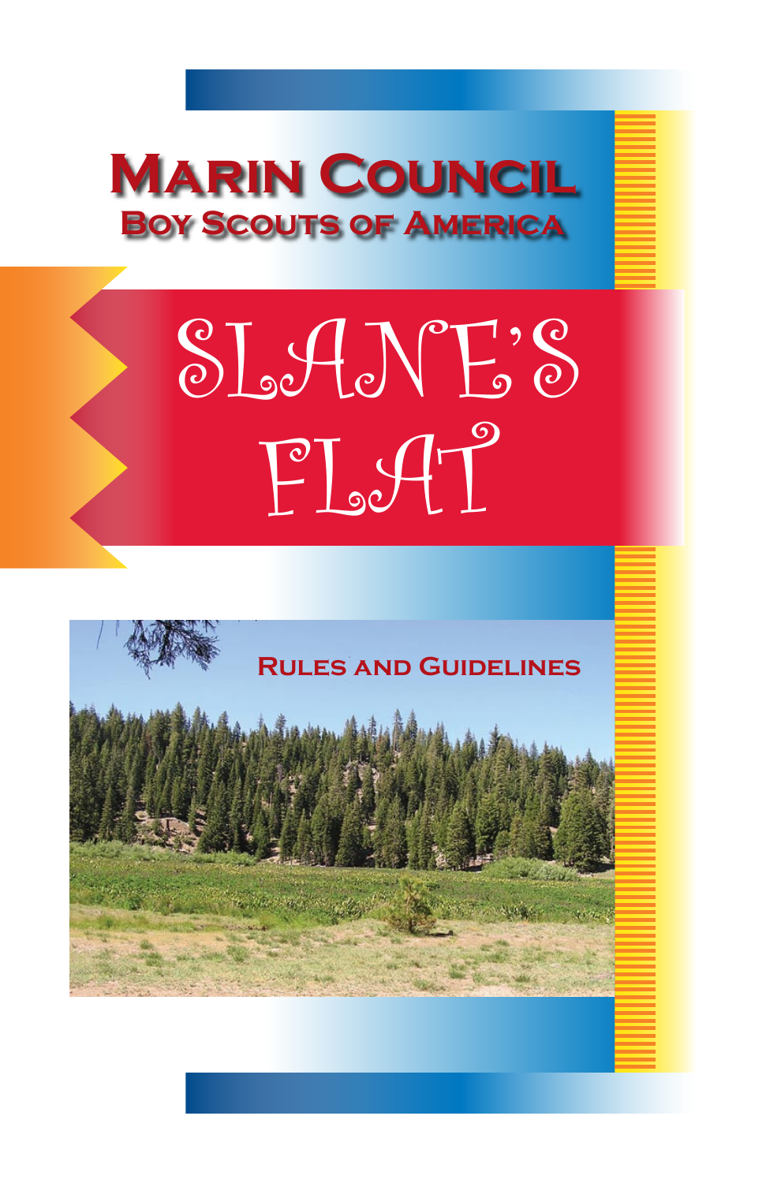# Marin Council

## Boy Scouts of America

# Slane's Flat

### Rules and Guidelines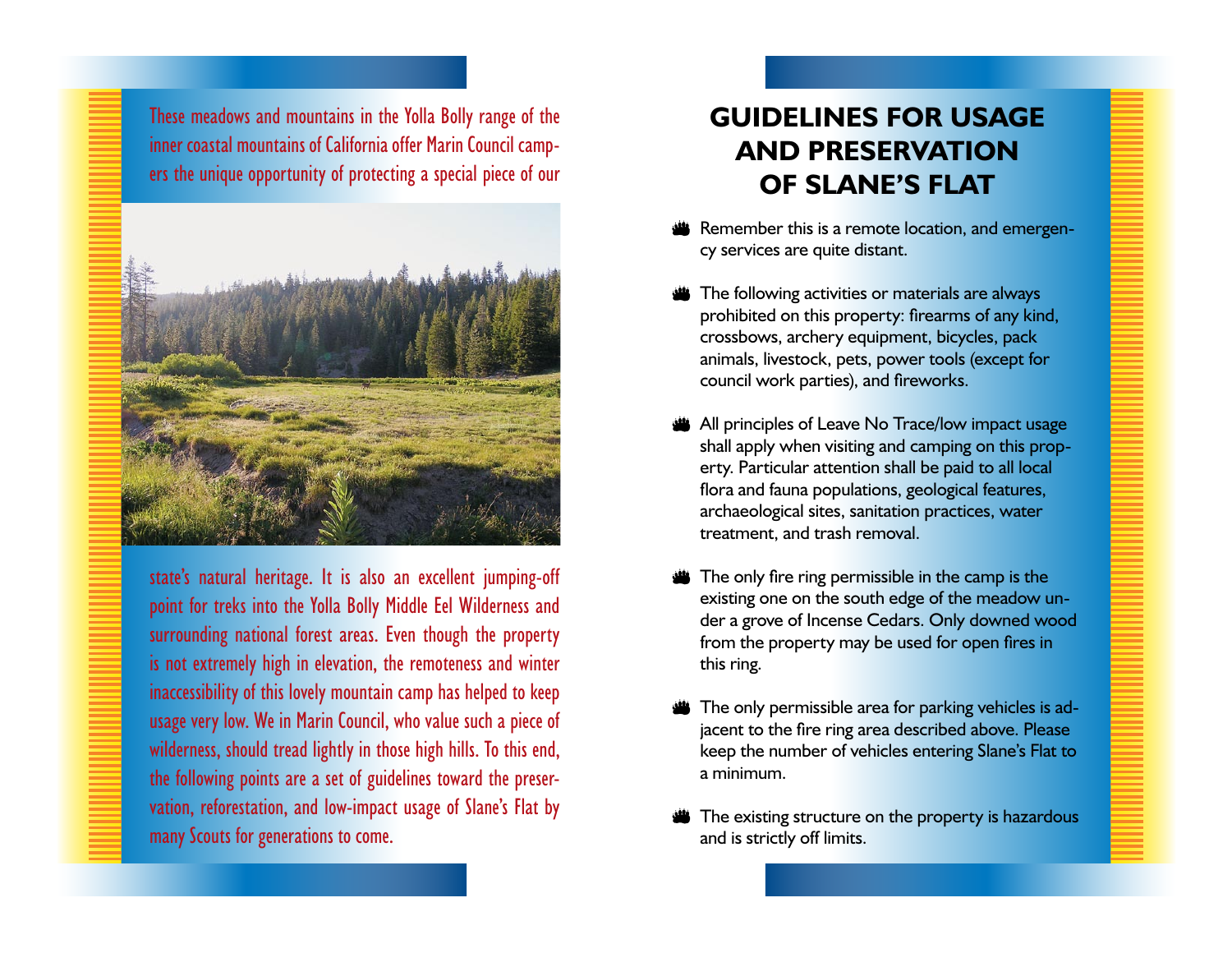These meadows and mountains in the Yolla Bolly range of the inner coastal mountains of California offer Marin Council campers the unique opportunity of protecting a special piece of our state's natural heritage. It is also an excellent jumping-off point for treks into the Yolla Bolly Middle Eel Wilderness and surrounding national forest areas. Even though the property is not extremely high in elevation, the remoteness and winter inaccessibility of this lovely mountain camp has helped to keep usage very low. We in Marin Council, who value such a piece of wilderness, should tread lightly in those high hills. To this end, the following points are a set of guidelines toward the preservation, reforestation, and low-impact usage of Slane's Flat by many Scouts for generations to come.

# GUIDELINES FOR USAGE AND PRESERVATION OF SLANE'S FLAT

- Remember this is a remote location, and emergency services are quite distant.
- The following activities or materials are always prohibited on this property: firearms of any kind, crossbows, archery equipment, bicycles, pack animals, livestock, pets, power tools (except for council work parties), and fireworks.
- All principles of Leave No Trace/low impact usage shall apply when visiting and camping on this property. Particular attention shall be paid to all local flora and fauna populations, geological features, archaeological sites, sanitation practices, water treatment, and trash removal.
- The only fire ring permissible in the camp is the existing one on the south edge of the meadow under a grove of Incense Cedars. Only downed wood from the property may be used for open fires in this ring.
- The only permissible area for parking vehicles is adjacent to the fire ring area described above. Please keep the number of vehicles entering Slane's Flat to a minimum.
- The existing structure on the property is hazardous and is strictly off limits.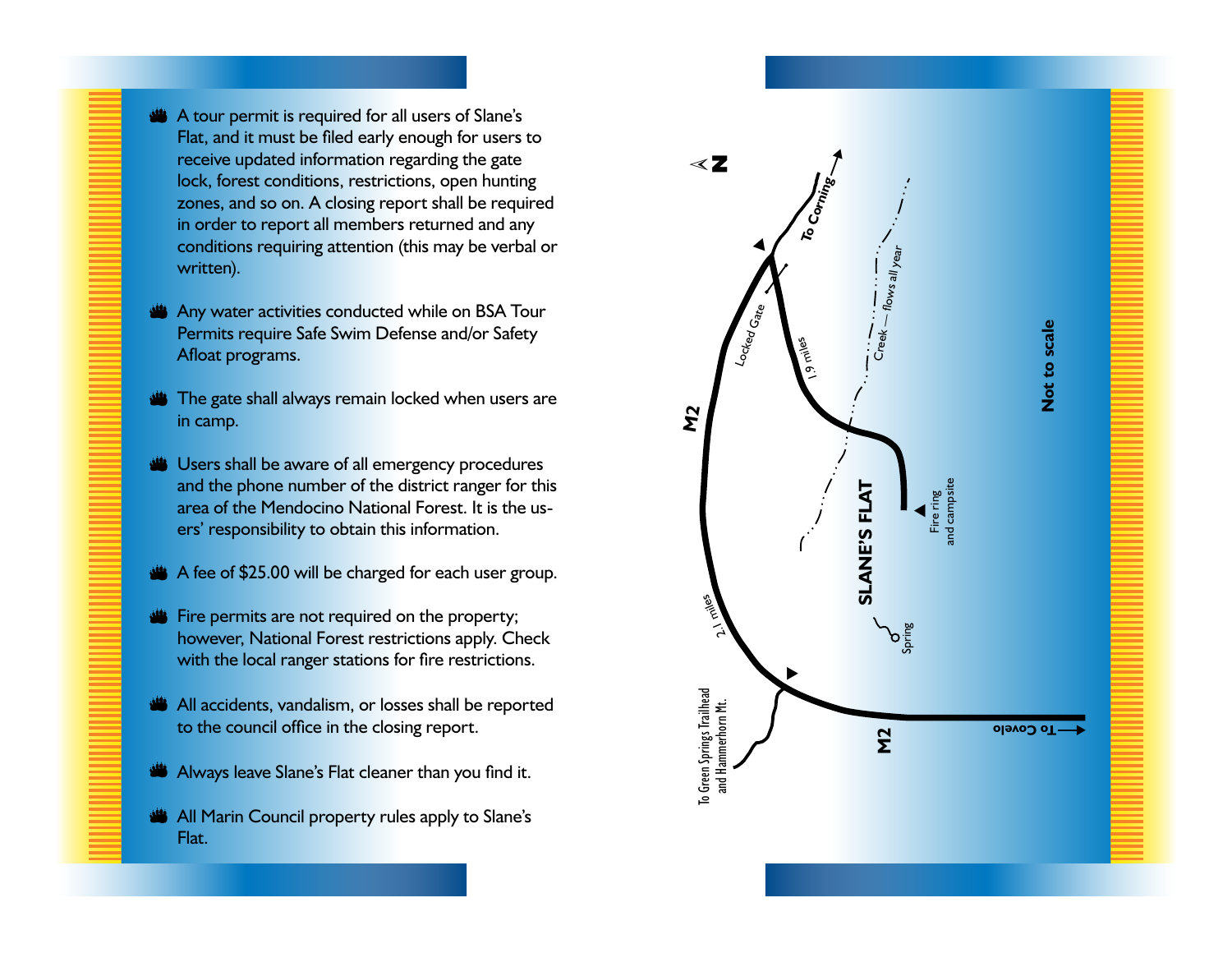- A tour permit is required for all users of Slane's Flat, and it must be filed early enough for users to receive updated information regarding the gate lock, forest conditions, restrictions, open hunting zones, and so on. A closing report shall be required in order to report all members returned and any conditions requiring attention (this may be verbal or written).

- Any water activities conducted while on BSA Tour Permits require Safe Swim Defense and/or Safety Afloat programs.

- The gate shall always remain locked when users are in camp.

- Users shall be aware of all emergency procedures and the phone number of the district ranger for this area of the Mendocino National Forest. It is the users' responsibility to obtain this information.

- A fee of $25.00 will be charged for each user group.

- Fire permits are not required on the property; however, National Forest restrictions apply. Check with the local ranger stations for fire restrictions.

- All accidents, vandalism, or losses shall be reported to the council office in the closing report.

- Always leave Slane's Flat cleaner than you find it.

- All Marin Council property rules apply to Slane's Flat.

N

To Corning

Locked Gate

1.9 miles

Creek — flows all year

M2

SLANE'S FLAT

Fire ring and campsite

Not to scale

2.1 miles

Spring

To Green Springs Trailhead and Hammerhorn Mt.

M2

To Covelo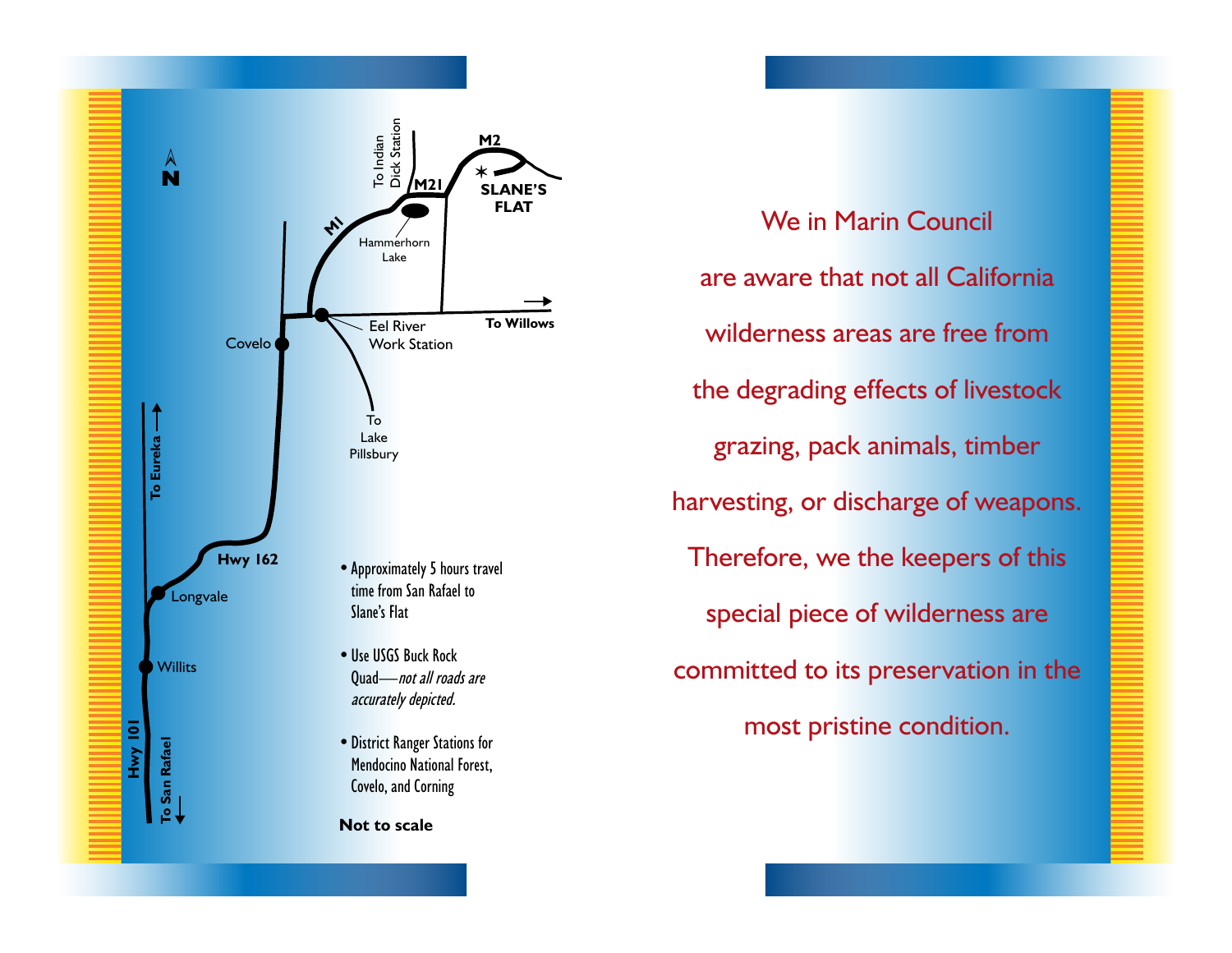- Approximately 5 hours travel time from San Rafael to Slane's Flat
- Use USGS Buck Rock Quad—*not all roads are accurately depicted.*
- District Ranger Stations for Mendocino National Forest, Covelo, and Corning

**Not to scale**

We in Marin Council are aware that not all California wilderness areas are free from the degrading effects of livestock grazing, pack animals, timber harvesting, or discharge of weapons. Therefore, we the keepers of this special piece of wilderness are committed to its preservation in the most pristine condition.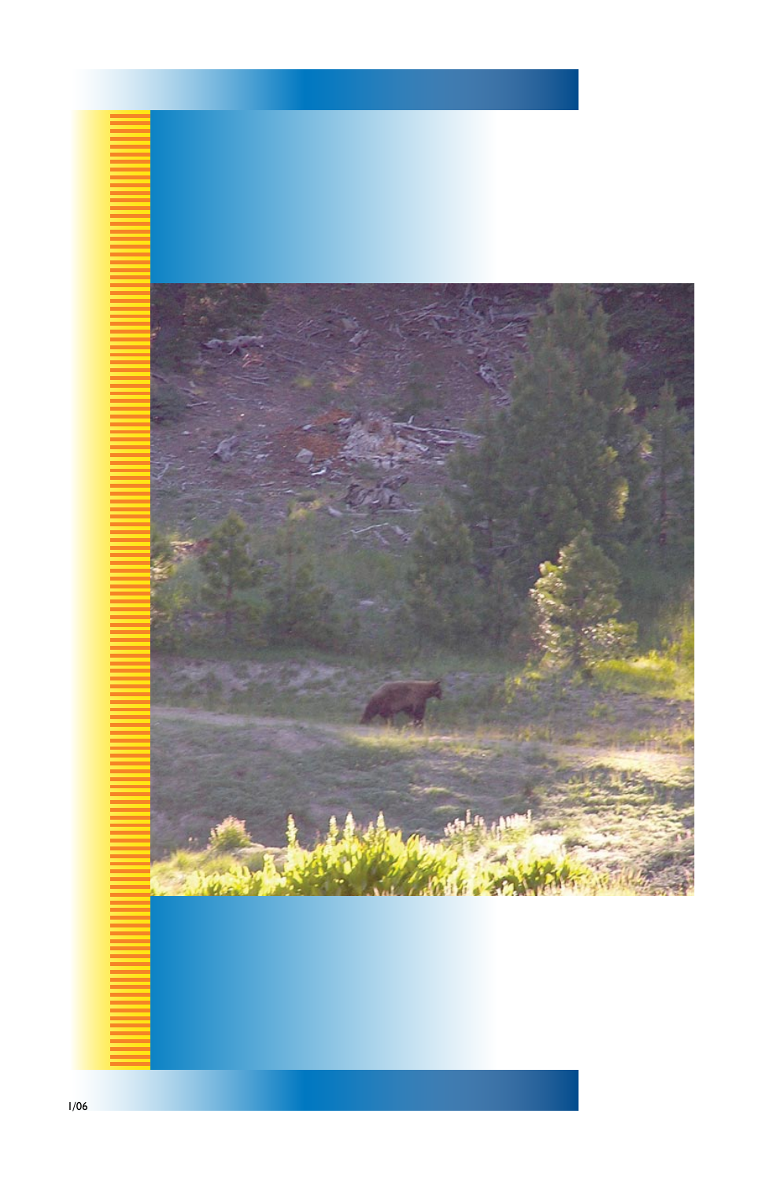1/06